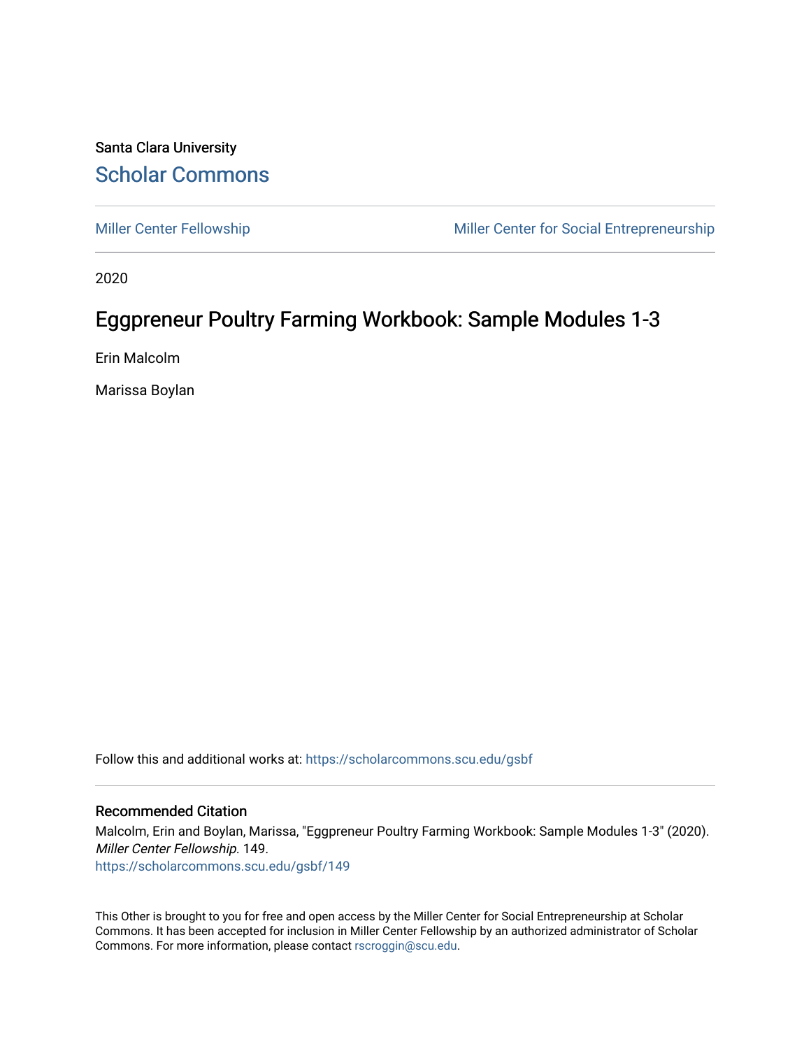Santa Clara University

# Scholar Commons

Miller Center Fellowship | Miller Center for Social Entrepreneurship

2020

## Eggpreneur Poultry Farming Workbook: Sample Modules 1-3

Erin Malcolm

Marissa Boylan

Follow this and additional works at: https://scholarcommons.scu.edu/gsbf

### Recommended Citation

Malcolm, Erin and Boylan, Marissa, "Eggpreneur Poultry Farming Workbook: Sample Modules 1-3" (2020). *Miller Center Fellowship*. 149.
https://scholarcommons.scu.edu/gsbf/149

This Other is brought to you for free and open access by the Miller Center for Social Entrepreneurship at Scholar Commons. It has been accepted for inclusion in Miller Center Fellowship by an authorized administrator of Scholar Commons. For more information, please contact rscroggin@scu.edu.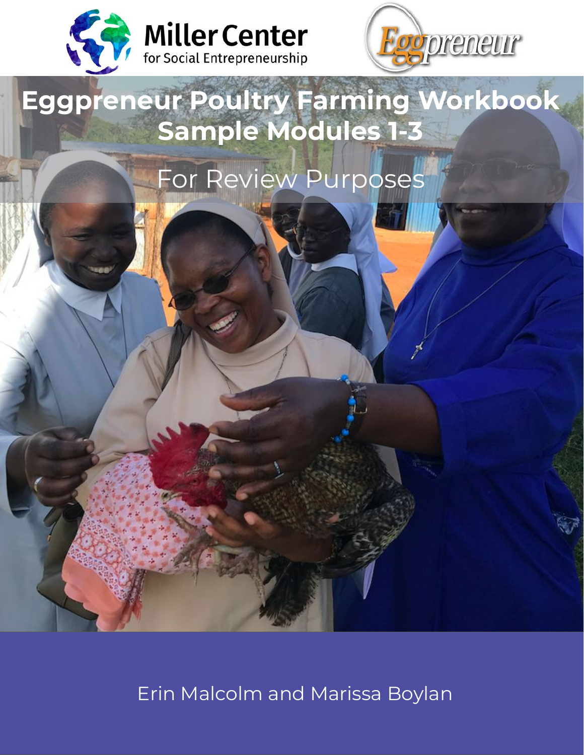Miller Center for Social Entrepreneurship

Eggpreneur

# Eggpreneur Poultry Farming Workbook Sample Modules 1-3

For Review Purposes

Erin Malcolm and Marissa Boylan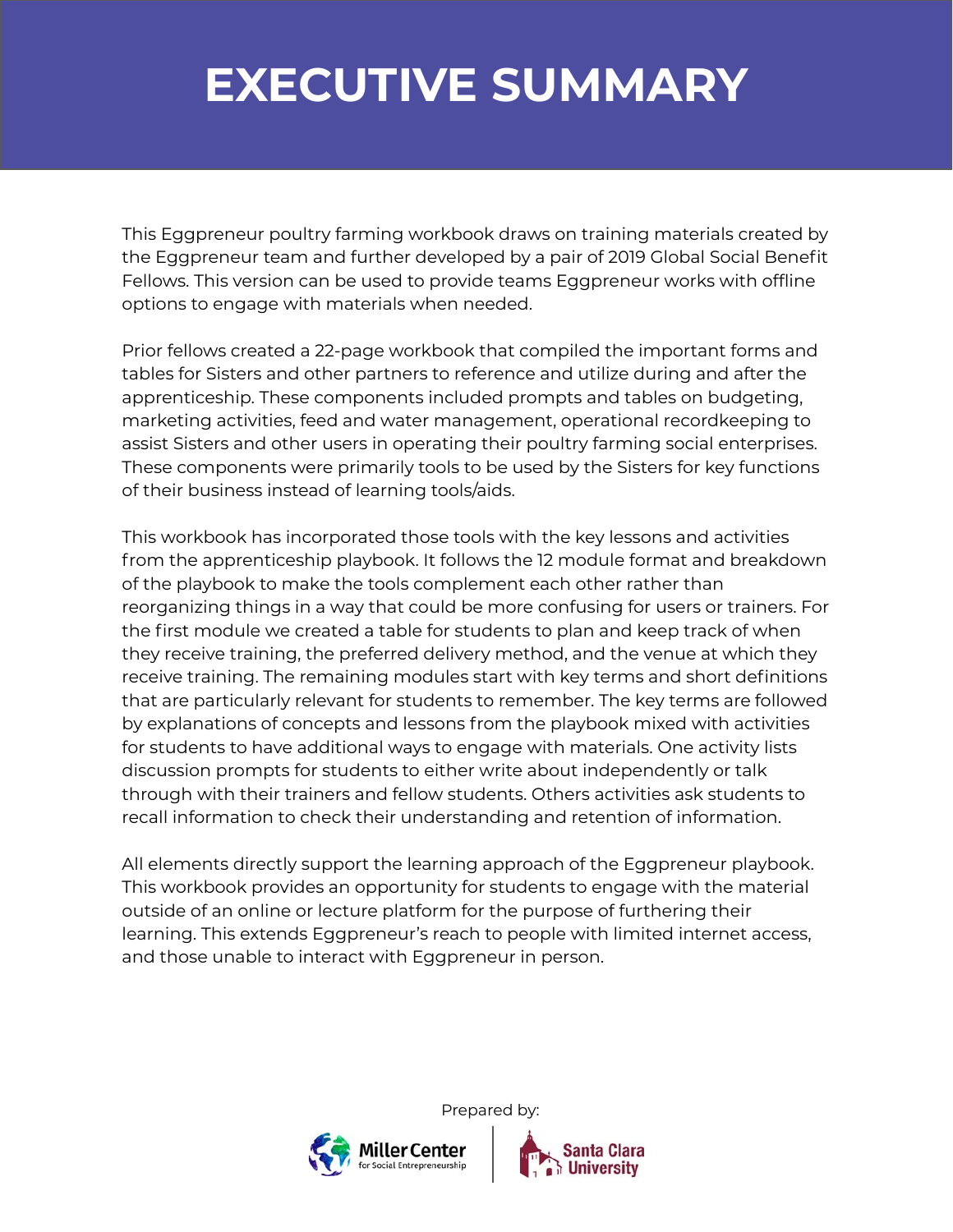# EXECUTIVE SUMMARY

This Eggpreneur poultry farming workbook draws on training materials created by the Eggpreneur team and further developed by a pair of 2019 Global Social Benefit Fellows. This version can be used to provide teams Eggpreneur works with offline options to engage with materials when needed.

Prior fellows created a 22-page workbook that compiled the important forms and tables for Sisters and other partners to reference and utilize during and after the apprenticeship. These components included prompts and tables on budgeting, marketing activities, feed and water management, operational recordkeeping to assist Sisters and other users in operating their poultry farming social enterprises. These components were primarily tools to be used by the Sisters for key functions of their business instead of learning tools/aids.

This workbook has incorporated those tools with the key lessons and activities from the apprenticeship playbook. It follows the 12 module format and breakdown of the playbook to make the tools complement each other rather than reorganizing things in a way that could be more confusing for users or trainers. For the first module we created a table for students to plan and keep track of when they receive training, the preferred delivery method, and the venue at which they receive training. The remaining modules start with key terms and short definitions that are particularly relevant for students to remember. The key terms are followed by explanations of concepts and lessons from the playbook mixed with activities for students to have additional ways to engage with materials. One activity lists discussion prompts for students to either write about independently or talk through with their trainers and fellow students. Others activities ask students to recall information to check their understanding and retention of information.

All elements directly support the learning approach of the Eggpreneur playbook. This workbook provides an opportunity for students to engage with the material outside of an online or lecture platform for the purpose of furthering their learning. This extends Eggpreneur's reach to people with limited internet access, and those unable to interact with Eggpreneur in person.

Prepared by:

Miller Center for Social Entrepreneurship | Santa Clara University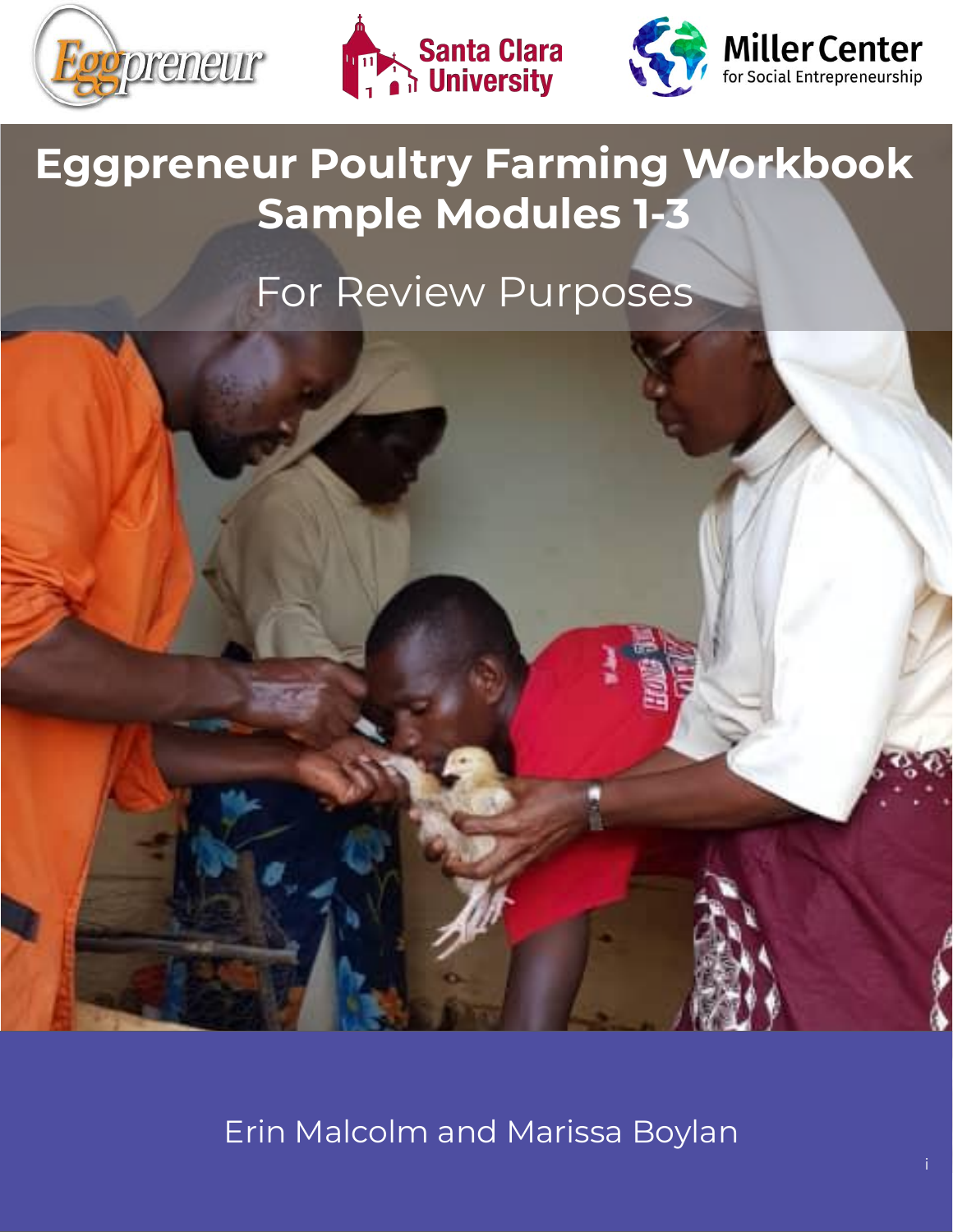Eggpreneur

Santa Clara University

Miller Center for Social Entrepreneurship

# Eggpreneur Poultry Farming Workbook Sample Modules 1-3

For Review Purposes

Erin Malcolm and Marissa Boylan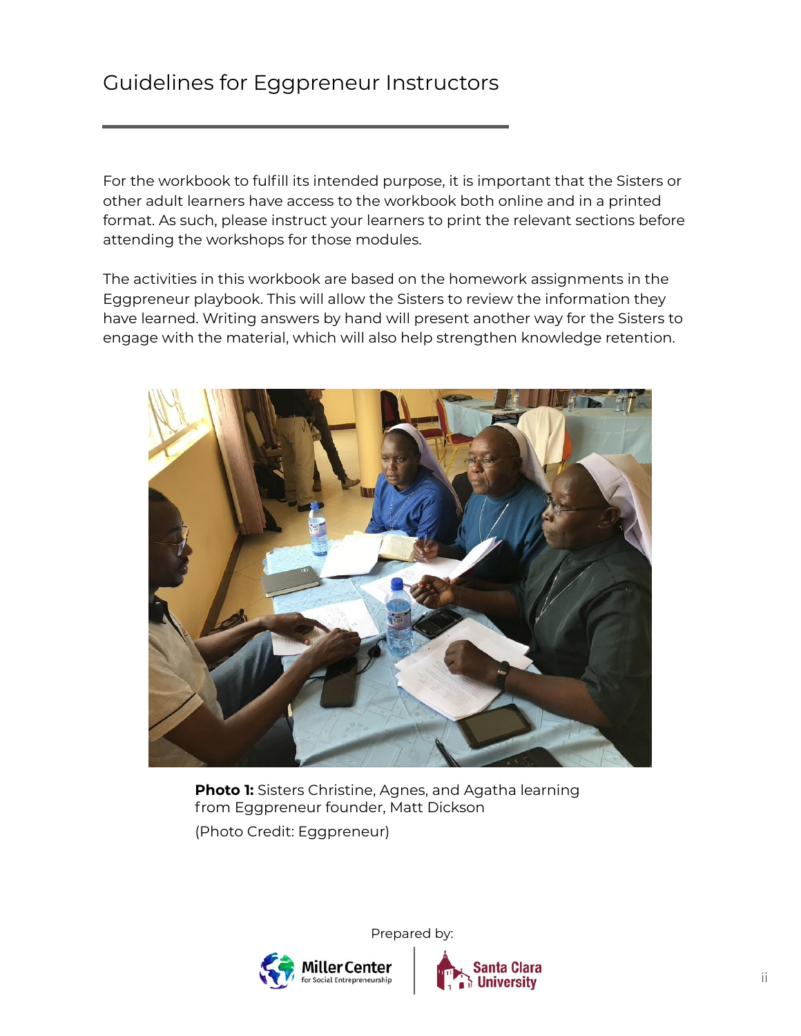# Guidelines for Eggpreneur Instructors

For the workbook to fulfill its intended purpose, it is important that the Sisters or other adult learners have access to the workbook both online and in a printed format. As such, please instruct your learners to print the relevant sections before attending the workshops for those modules.

The activities in this workbook are based on the homework assignments in the Eggpreneur playbook. This will allow the Sisters to review the information they have learned. Writing answers by hand will present another way for the Sisters to engage with the material, which will also help strengthen knowledge retention.

**Photo 1:** Sisters Christine, Agnes, and Agatha learning from Eggpreneur founder, Matt Dickson

(Photo Credit: Eggpreneur)

Prepared by:

Miller Center for Social Entrepreneurship | Santa Clara University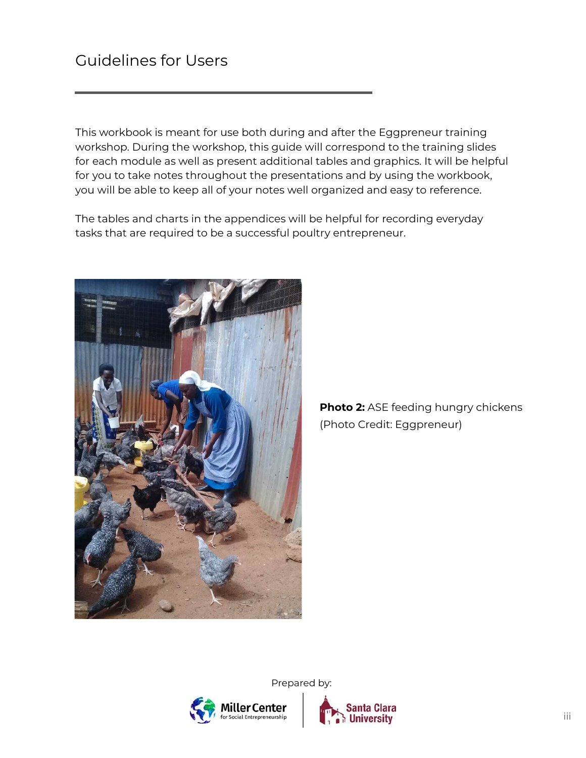# Guidelines for Users

This workbook is meant for use both during and after the Eggpreneur training workshop. During the workshop, this guide will correspond to the training slides for each module as well as present additional tables and graphics. It will be helpful for you to take notes throughout the presentations and by using the workbook, you will be able to keep all of your notes well organized and easy to reference.

The tables and charts in the appendices will be helpful for recording everyday tasks that are required to be a successful poultry entrepreneur.

**Photo 2:** ASE feeding hungry chickens (Photo Credit: Eggpreneur)

Prepared by:

Miller Center for Social Entrepreneurship | Santa Clara University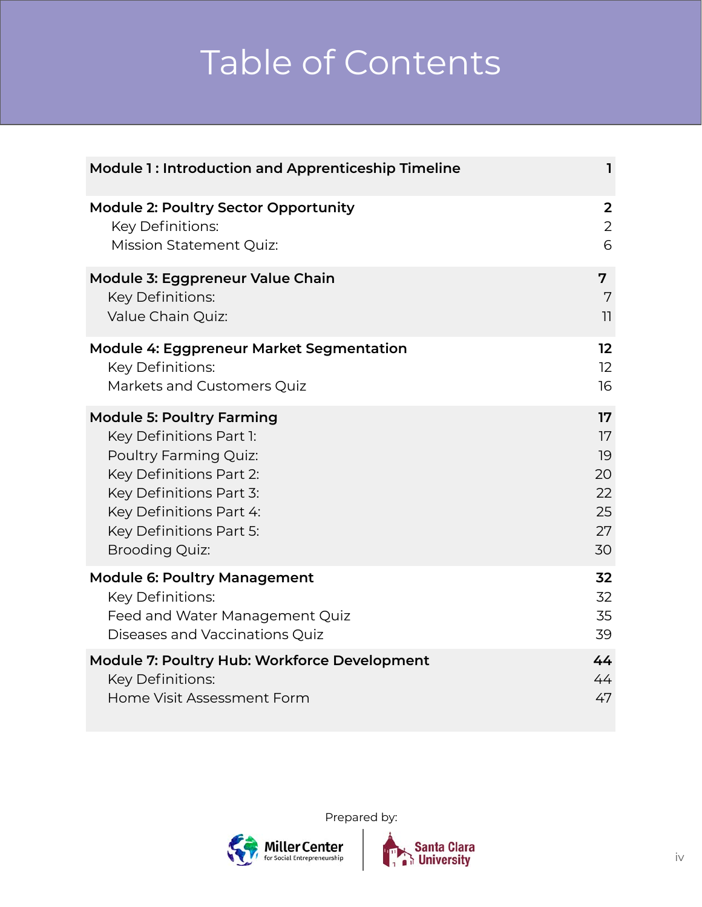# Table of Contents

| | |
|---|---|
| **Module 1 : Introduction and Apprenticeship Timeline** | **1** |
| **Module 2: Poultry Sector Opportunity** | **2** |
| Key Definitions: | 2 |
| Mission Statement Quiz: | 6 |
| **Module 3: Eggpreneur Value Chain** | **7** |
| Key Definitions: | 7 |
| Value Chain Quiz: | 11 |
| **Module 4: Eggpreneur Market Segmentation** | **12** |
| Key Definitions: | 12 |
| Markets and Customers Quiz | 16 |
| **Module 5: Poultry Farming** | **17** |
| Key Definitions Part 1: | 17 |
| Poultry Farming Quiz: | 19 |
| Key Definitions Part 2: | 20 |
| Key Definitions Part 3: | 22 |
| Key Definitions Part 4: | 25 |
| Key Definitions Part 5: | 27 |
| Brooding Quiz: | 30 |
| **Module 6: Poultry Management** | **32** |
| Key Definitions: | 32 |
| Feed and Water Management Quiz | 35 |
| Diseases and Vaccinations Quiz | 39 |
| **Module 7: Poultry Hub: Workforce Development** | **44** |
| Key Definitions: | 44 |
| Home Visit Assessment Form | 47 |

Prepared by:

Miller Center for Social Entrepreneurship | Santa Clara University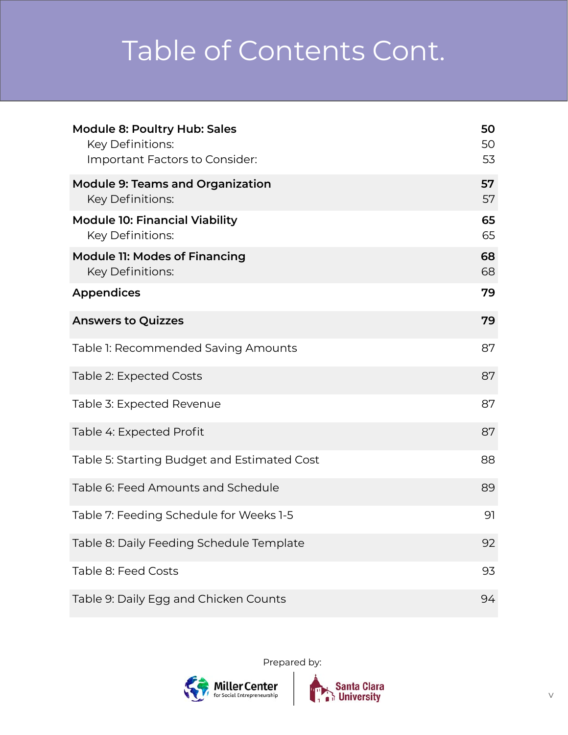# Table of Contents Cont.

| | |
|---|---|
| **Module 8: Poultry Hub: Sales** | **50** |
| Key Definitions: | 50 |
| Important Factors to Consider: | 53 |
| **Module 9: Teams and Organization** | **57** |
| Key Definitions: | 57 |
| **Module 10: Financial Viability** | **65** |
| Key Definitions: | 65 |
| **Module 11: Modes of Financing** | **68** |
| Key Definitions: | 68 |
| **Appendices** | **79** |
| **Answers to Quizzes** | **79** |
| Table 1: Recommended Saving Amounts | 87 |
| Table 2: Expected Costs | 87 |
| Table 3: Expected Revenue | 87 |
| Table 4: Expected Profit | 87 |
| Table 5: Starting Budget and Estimated Cost | 88 |
| Table 6: Feed Amounts and Schedule | 89 |
| Table 7: Feeding Schedule for Weeks 1-5 | 91 |
| Table 8: Daily Feeding Schedule Template | 92 |
| Table 8: Feed Costs | 93 |
| Table 9: Daily Egg and Chicken Counts | 94 |

Prepared by:

Miller Center for Social Entrepreneurship | Santa Clara University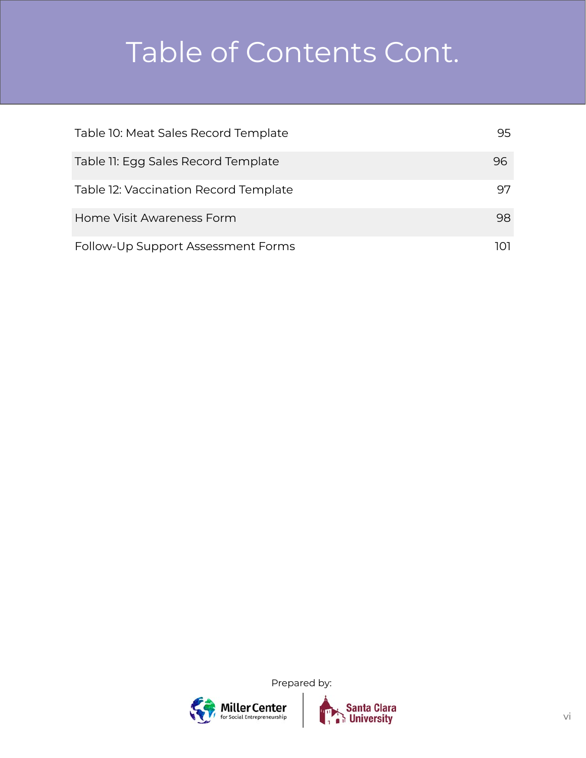# Table of Contents Cont.

| | |
|---|---|
| Table 10: Meat Sales Record Template | 95 |
| Table 11: Egg Sales Record Template | 96 |
| Table 12: Vaccination Record Template | 97 |
| Home Visit Awareness Form | 98 |
| Follow-Up Support Assessment Forms | 101 |

Prepared by:

Miller Center for Social Entrepreneurship | Santa Clara University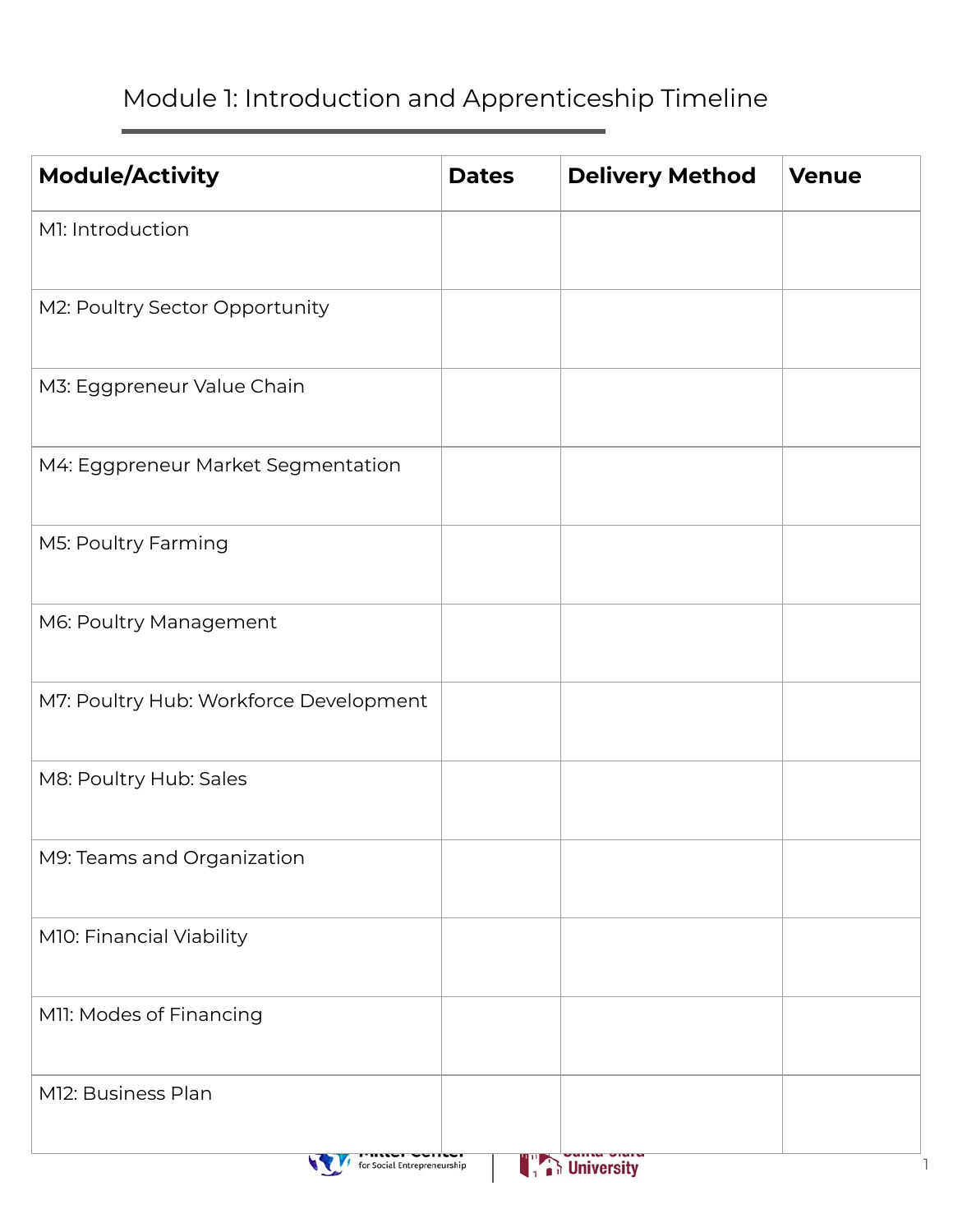## Module 1: Introduction and Apprenticeship Timeline

| Module/Activity | Dates | Delivery Method | Venue |
|---|---|---|---|
| M1: Introduction | | | |
| M2: Poultry Sector Opportunity | | | |
| M3: Eggpreneur Value Chain | | | |
| M4: Eggpreneur Market Segmentation | | | |
| M5: Poultry Farming | | | |
| M6: Poultry Management | | | |
| M7: Poultry Hub: Workforce Development | | | |
| M8: Poultry Hub: Sales | | | |
| M9: Teams and Organization | | | |
| M10: Financial Viability | | | |
| M11: Modes of Financing | | | |
| M12: Business Plan | | | |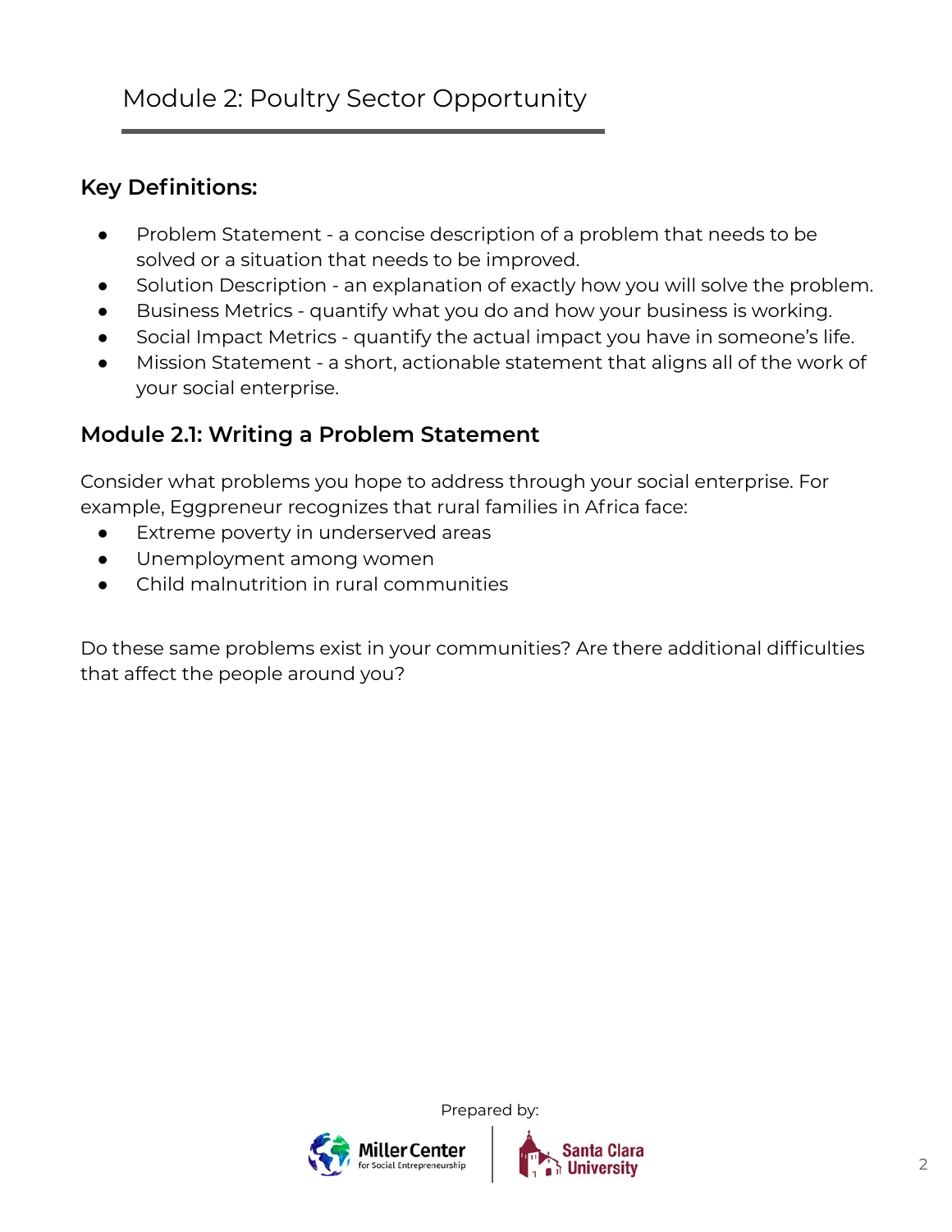# Module 2: Poultry Sector Opportunity

## Key Definitions:

- Problem Statement - a concise description of a problem that needs to be solved or a situation that needs to be improved.
- Solution Description - an explanation of exactly how you will solve the problem.
- Business Metrics - quantify what you do and how your business is working.
- Social Impact Metrics - quantify the actual impact you have in someone's life.
- Mission Statement - a short, actionable statement that aligns all of the work of your social enterprise.

## Module 2.1: Writing a Problem Statement

Consider what problems you hope to address through your social enterprise. For example, Eggpreneur recognizes that rural families in Africa face:

- Extreme poverty in underserved areas
- Unemployment among women
- Child malnutrition in rural communities

Do these same problems exist in your communities? Are there additional difficulties that affect the people around you?

Prepared by:

Miller Center for Social Entrepreneurship | Santa Clara University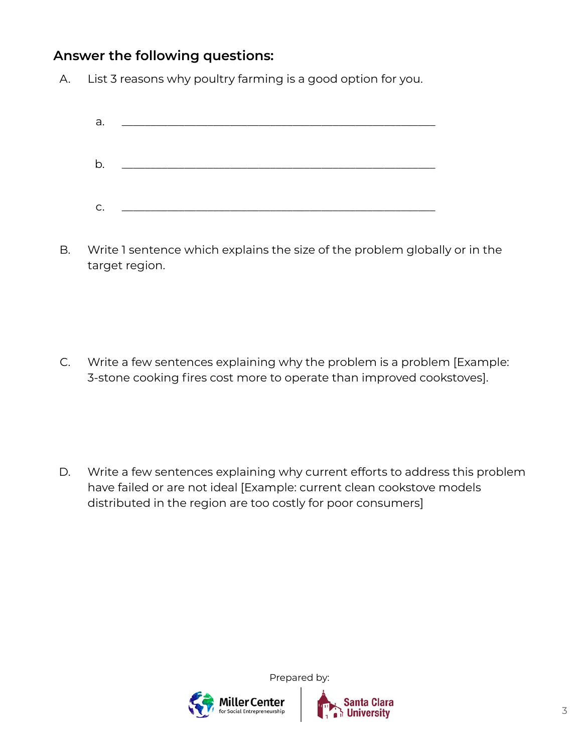### Answer the following questions:

A. List 3 reasons why poultry farming is a good option for you.

   a. ____________________________________________________

   b. ____________________________________________________

   c. ____________________________________________________

B. Write 1 sentence which explains the size of the problem globally or in the target region.

C. Write a few sentences explaining why the problem is a problem [Example: 3-stone cooking fires cost more to operate than improved cookstoves].

D. Write a few sentences explaining why current efforts to address this problem have failed or are not ideal [Example: current clean cookstove models distributed in the region are too costly for poor consumers]

Prepared by:

Miller Center for Social Entrepreneurship | Santa Clara University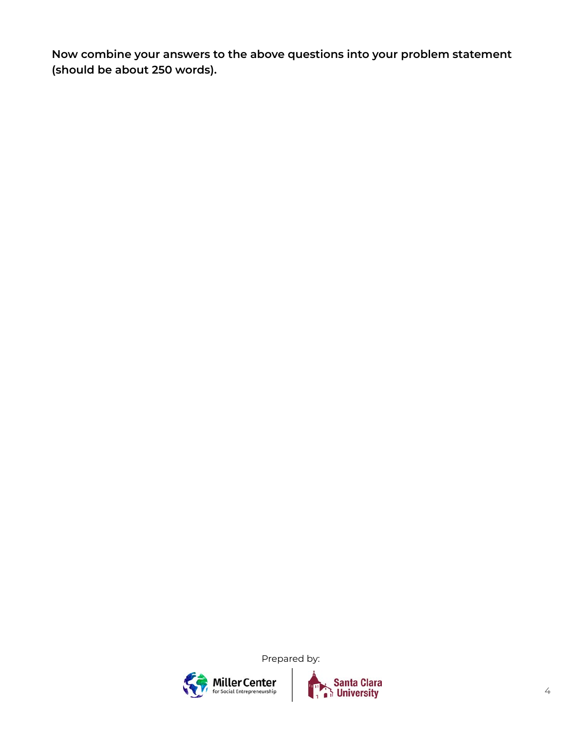**Now combine your answers to the above questions into your problem statement (should be about 250 words).**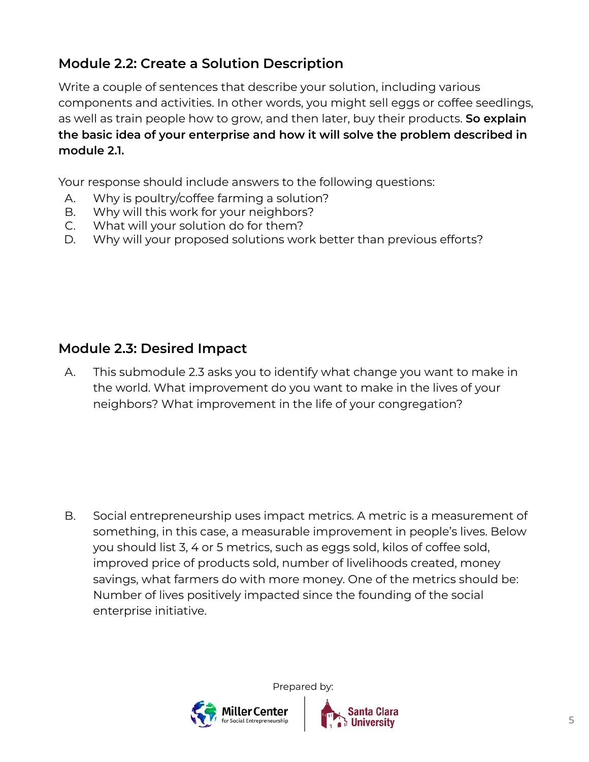## Module 2.2: Create a Solution Description

Write a couple of sentences that describe your solution, including various components and activities. In other words, you might sell eggs or coffee seedlings, as well as train people how to grow, and then later, buy their products. **So explain the basic idea of your enterprise and how it will solve the problem described in module 2.1.**

Your response should include answers to the following questions:

A. Why is poultry/coffee farming a solution?
B. Why will this work for your neighbors?
C. What will your solution do for them?
D. Why will your proposed solutions work better than previous efforts?

## Module 2.3: Desired Impact

A. This submodule 2.3 asks you to identify what change you want to make in the world. What improvement do you want to make in the lives of your neighbors? What improvement in the life of your congregation?

B. Social entrepreneurship uses impact metrics. A metric is a measurement of something, in this case, a measurable improvement in people's lives. Below you should list 3, 4 or 5 metrics, such as eggs sold, kilos of coffee sold, improved price of products sold, number of livelihoods created, money savings, what farmers do with more money. One of the metrics should be: Number of lives positively impacted since the founding of the social enterprise initiative.

Prepared by:

Miller Center for Social Entrepreneurship | Santa Clara University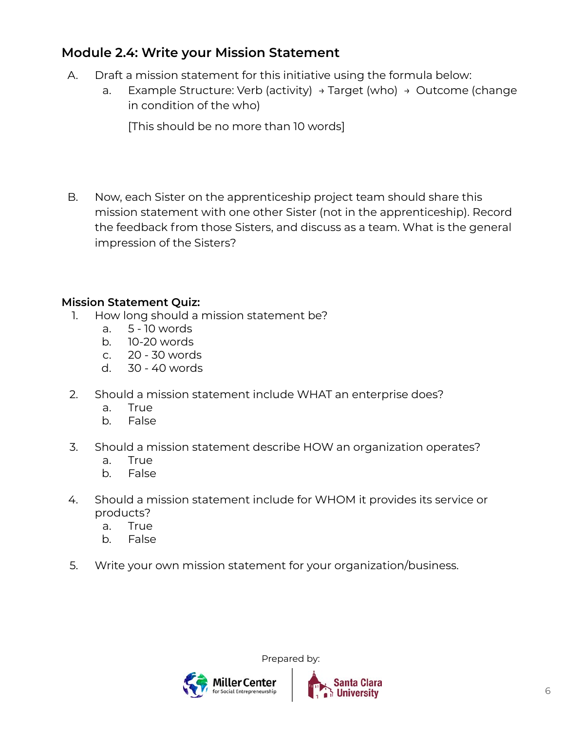## Module 2.4: Write your Mission Statement

A. Draft a mission statement for this initiative using the formula below:
   a. Example Structure: Verb (activity) → Target (who) → Outcome (change in condition of the who)

      [This should be no more than 10 words]

B. Now, each Sister on the apprenticeship project team should share this mission statement with one other Sister (not in the apprenticeship). Record the feedback from those Sisters, and discuss as a team. What is the general impression of the Sisters?

**Mission Statement Quiz:**

1. How long should a mission statement be?
   a. 5 - 10 words
   b. 10-20 words
   c. 20 - 30 words
   d. 30 - 40 words

2. Should a mission statement include WHAT an enterprise does?
   a. True
   b. False

3. Should a mission statement describe HOW an organization operates?
   a. True
   b. False

4. Should a mission statement include for WHOM it provides its service or products?
   a. True
   b. False

5. Write your own mission statement for your organization/business.

Prepared by:

Miller Center for Social Entrepreneurship | Santa Clara University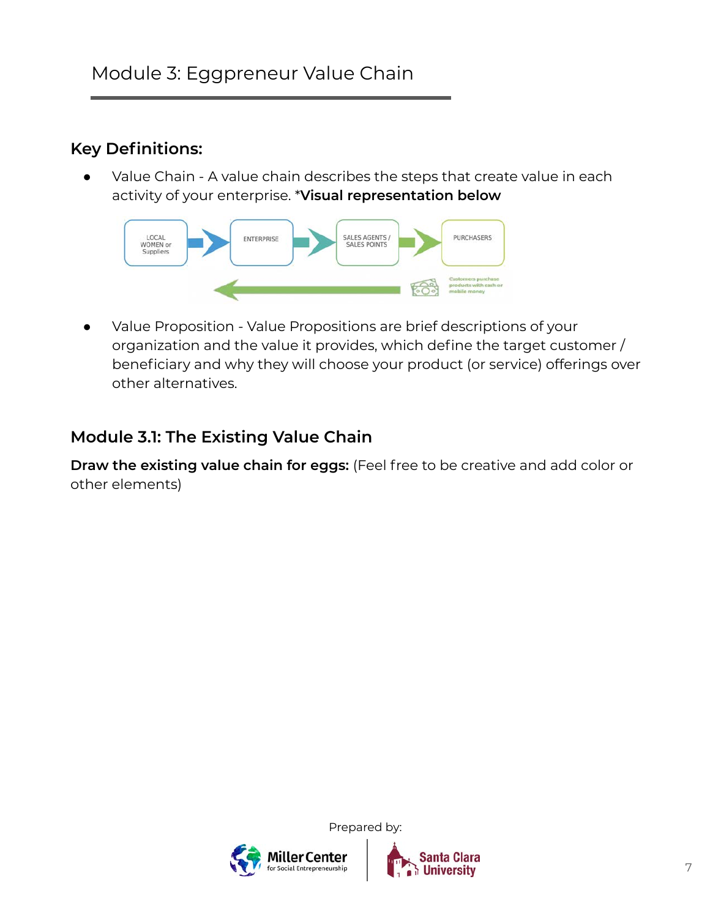# Module 3: Eggpreneur Value Chain

## Key Definitions:

- Value Chain - A value chain describes the steps that create value in each activity of your enterprise. ***Visual representation below**

LOCAL WOMEN or Suppliers → ENTERPRISE → SALES AGENTS / SALES POINTS → PURCHASERS

Customers purchase products with cash or mobile money

- Value Proposition - Value Propositions are brief descriptions of your organization and the value it provides, which define the target customer / beneficiary and why they will choose your product (or service) offerings over other alternatives.

## Module 3.1: The Existing Value Chain

**Draw the existing value chain for eggs:** (Feel free to be creative and add color or other elements)

Prepared by: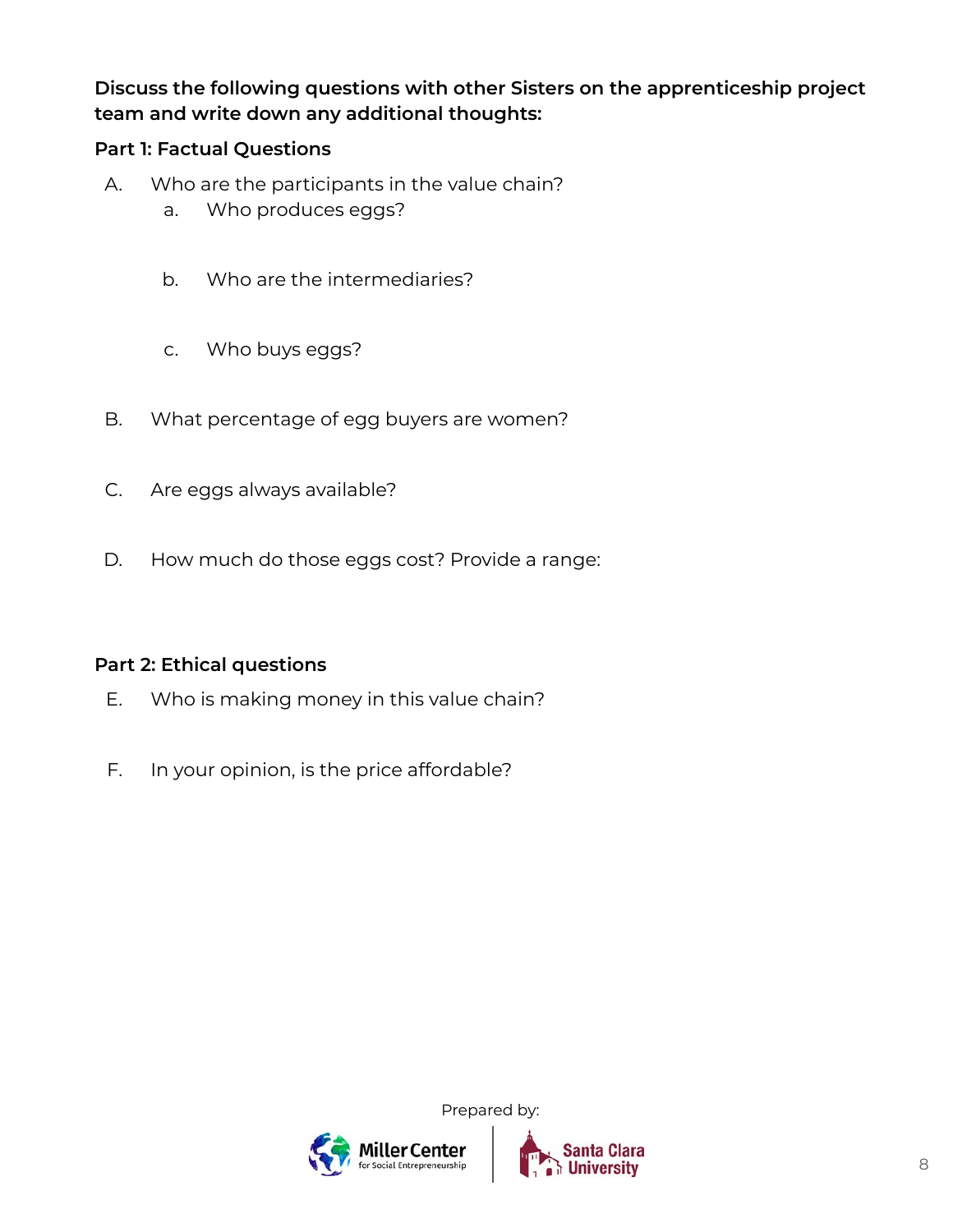**Discuss the following questions with other Sisters on the apprenticeship project team and write down any additional thoughts:**

**Part 1: Factual Questions**

A. Who are the participants in the value chain?
   a. Who produces eggs?

   b. Who are the intermediaries?

   c. Who buys eggs?

B. What percentage of egg buyers are women?

C. Are eggs always available?

D. How much do those eggs cost? Provide a range:

**Part 2: Ethical questions**

E. Who is making money in this value chain?

F. In your opinion, is the price affordable?

Prepared by:

Miller Center for Social Entrepreneurship | Santa Clara University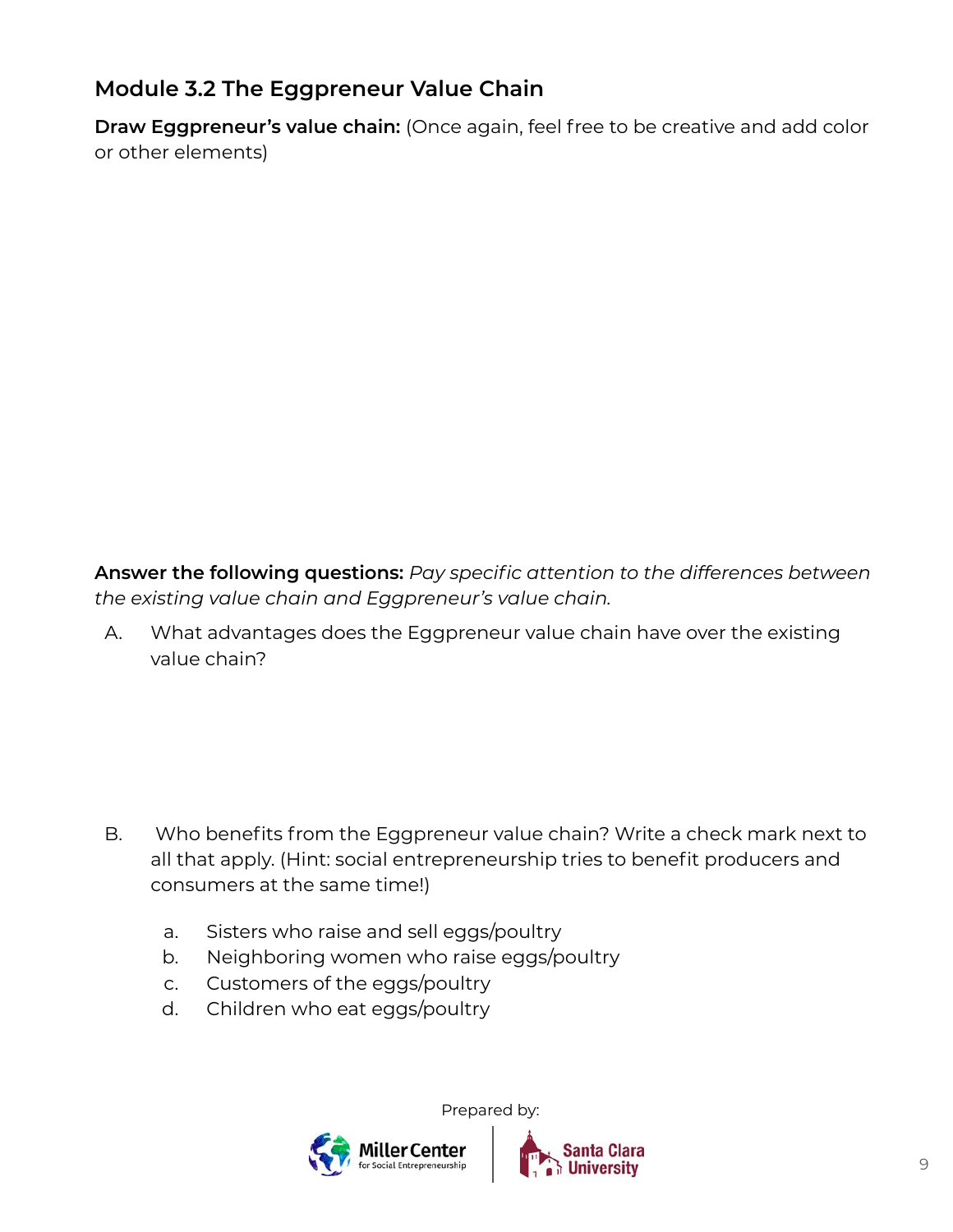## Module 3.2 The Eggpreneur Value Chain

**Draw Eggpreneur's value chain:** (Once again, feel free to be creative and add color or other elements)

**Answer the following questions:** *Pay specific attention to the differences between the existing value chain and Eggpreneur's value chain.*

A. What advantages does the Eggpreneur value chain have over the existing value chain?

B. Who benefits from the Eggpreneur value chain? Write a check mark next to all that apply. (Hint: social entrepreneurship tries to benefit producers and consumers at the same time!)

   a. Sisters who raise and sell eggs/poultry
   b. Neighboring women who raise eggs/poultry
   c. Customers of the eggs/poultry
   d. Children who eat eggs/poultry

Prepared by: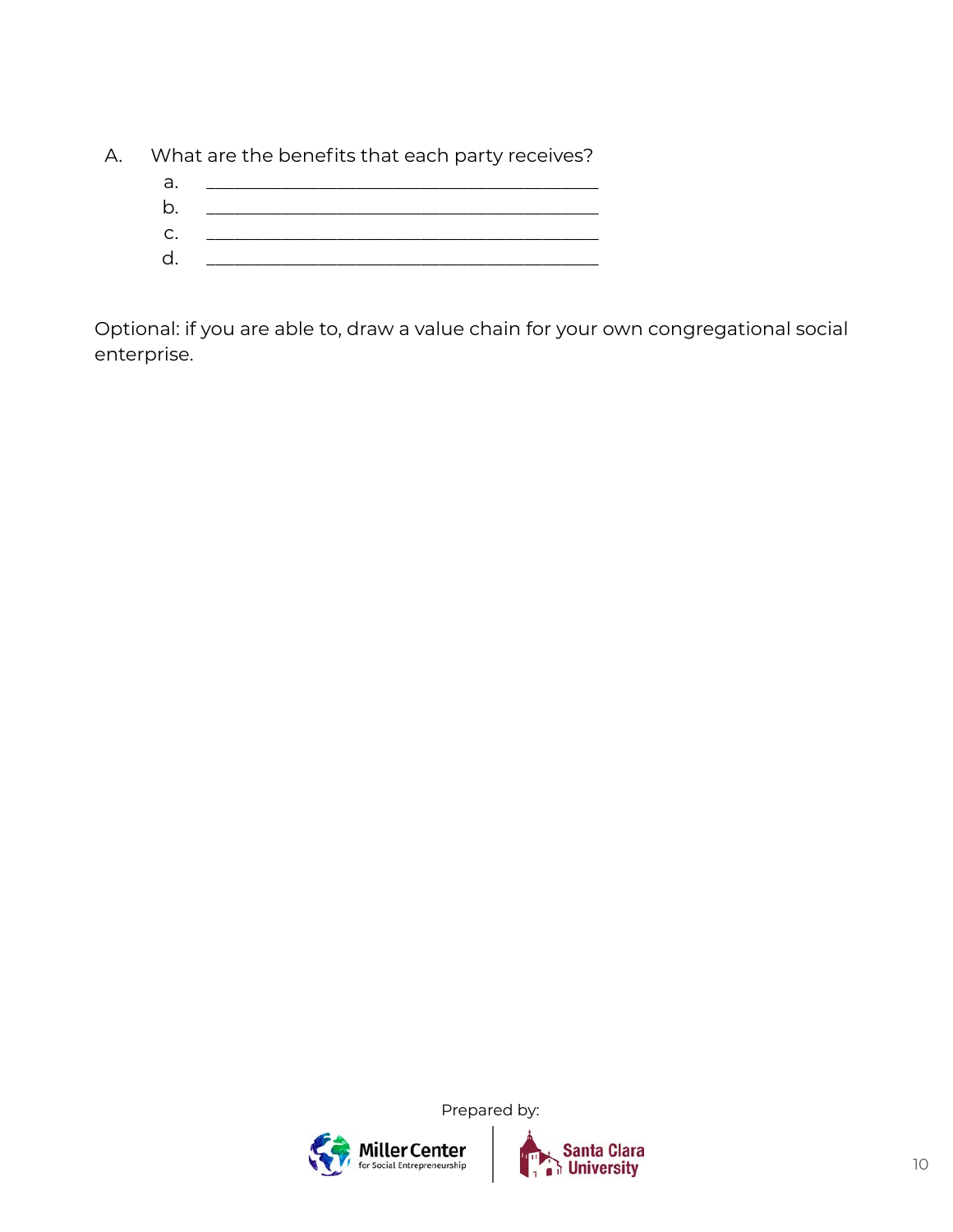A. What are the benefits that each party receives?

   a. ________________________________________

   b. ________________________________________

   c. ________________________________________

   d. ________________________________________

Optional: if you are able to, draw a value chain for your own congregational social enterprise.

Prepared by:

Miller Center for Social Entrepreneurship | Santa Clara University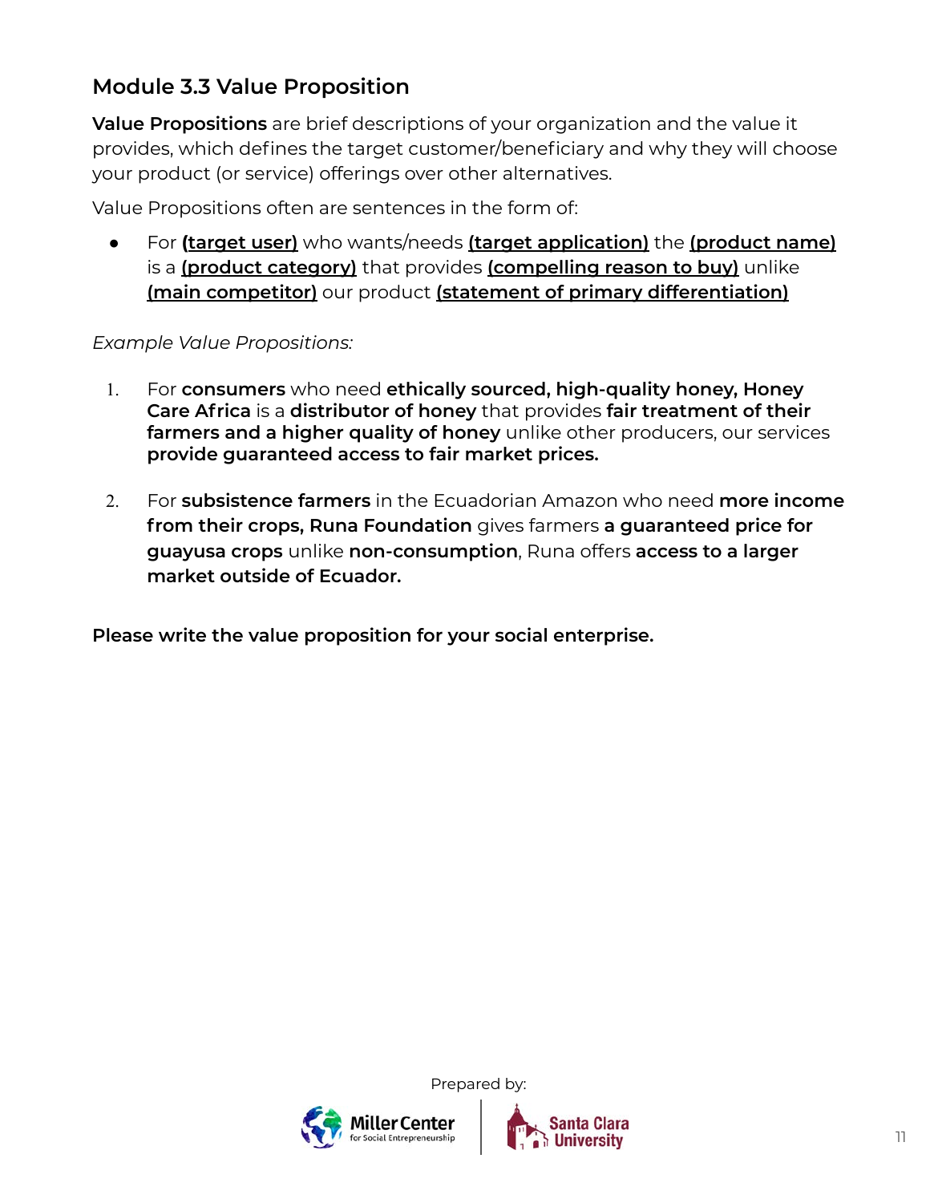## Module 3.3 Value Proposition

**Value Propositions** are brief descriptions of your organization and the value it provides, which defines the target customer/beneficiary and why they will choose your product (or service) offerings over other alternatives.

Value Propositions often are sentences in the form of:

- For **(target user)** who wants/needs **(target application)** the **(product name)** is a **(product category)** that provides **(compelling reason to buy)** unlike **(main competitor)** our product **(statement of primary differentiation)**

*Example Value Propositions:*

1. For **consumers** who need **ethically sourced, high-quality honey, Honey Care Africa** is a **distributor of honey** that provides **fair treatment of their farmers and a higher quality of honey** unlike other producers, our services **provide guaranteed access to fair market prices.**

2. For **subsistence farmers** in the Ecuadorian Amazon who need **more income from their crops, Runa Foundation** gives farmers **a guaranteed price for guayusa crops** unlike **non-consumption**, Runa offers **access to a larger market outside of Ecuador.**

**Please write the value proposition for your social enterprise.**

Prepared by: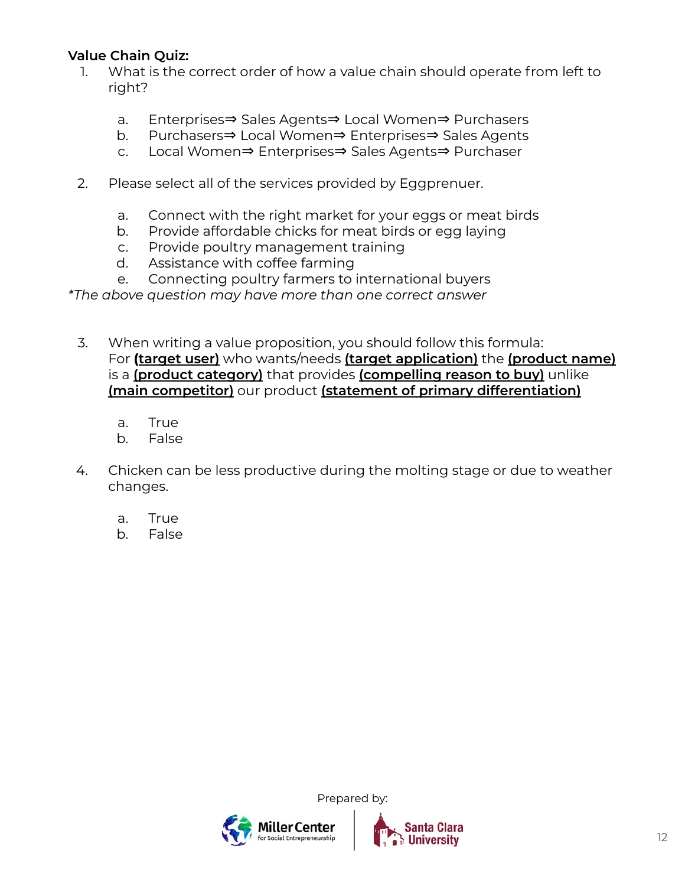**Value Chain Quiz:**

1. What is the correct order of how a value chain should operate from left to right?

    a. Enterprises⇒ Sales Agents⇒ Local Women⇒ Purchasers
    b. Purchasers⇒ Local Women⇒ Enterprises⇒ Sales Agents
    c. Local Women⇒ Enterprises⇒ Sales Agents⇒ Purchaser

2. Please select all of the services provided by Eggprenuer.

    a. Connect with the right market for your eggs or meat birds
    b. Provide affordable chicks for meat birds or egg laying
    c. Provide poultry management training
    d. Assistance with coffee farming
    e. Connecting poultry farmers to international buyers

*The above question may have more than one correct answer*

3. When writing a value proposition, you should follow this formula: For **(target user)** who wants/needs **(target application)** the **(product name)** is a **(product category)** that provides **(compelling reason to buy)** unlike **(main competitor)** our product **(statement of primary differentiation)**

    a. True
    b. False

4. Chicken can be less productive during the molting stage or due to weather changes.

    a. True
    b. False

Prepared by:

Miller Center for Social Entrepreneurship | Santa Clara University